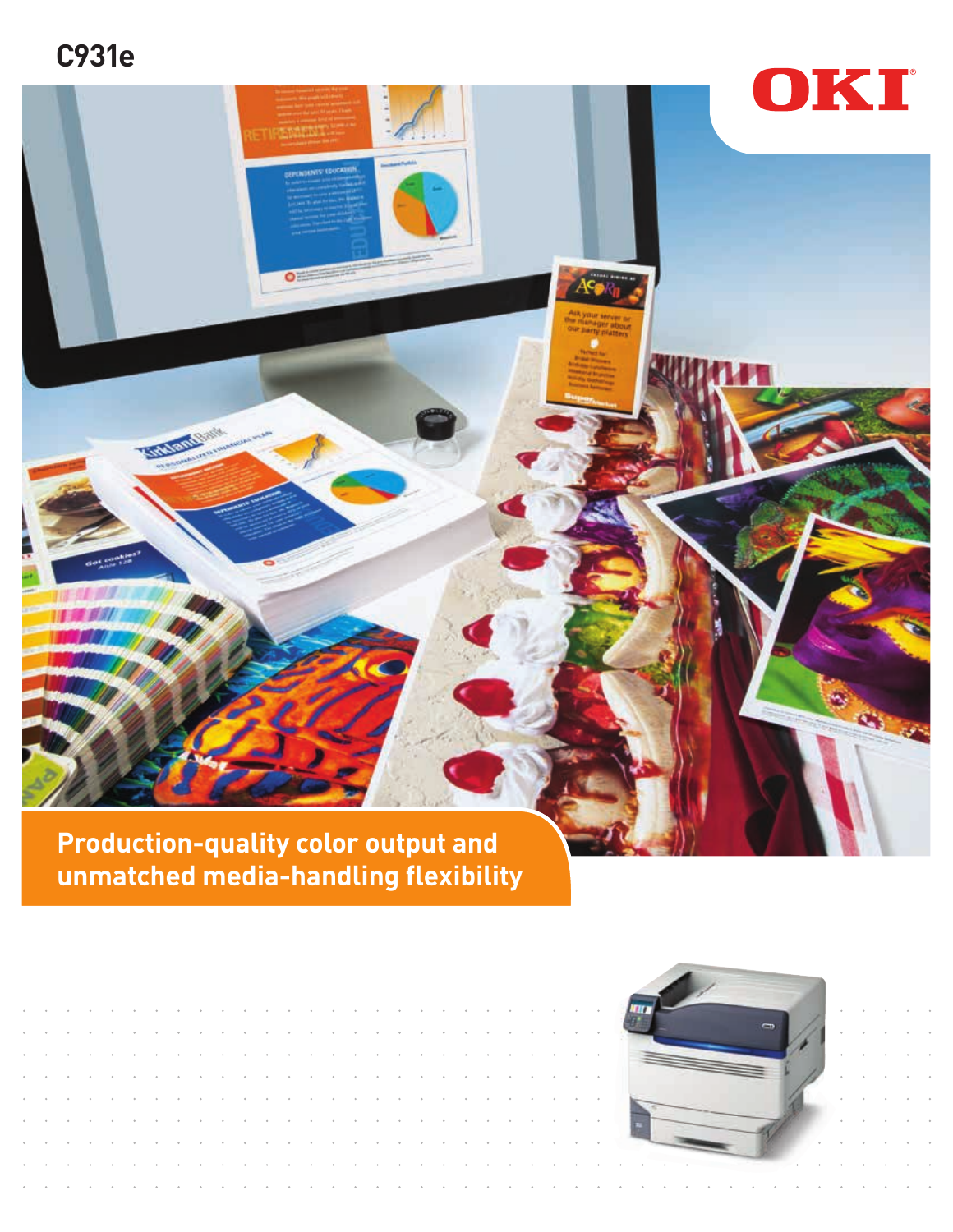C931e

OKI

## Production-quality color output and unmatched media-handling flexibility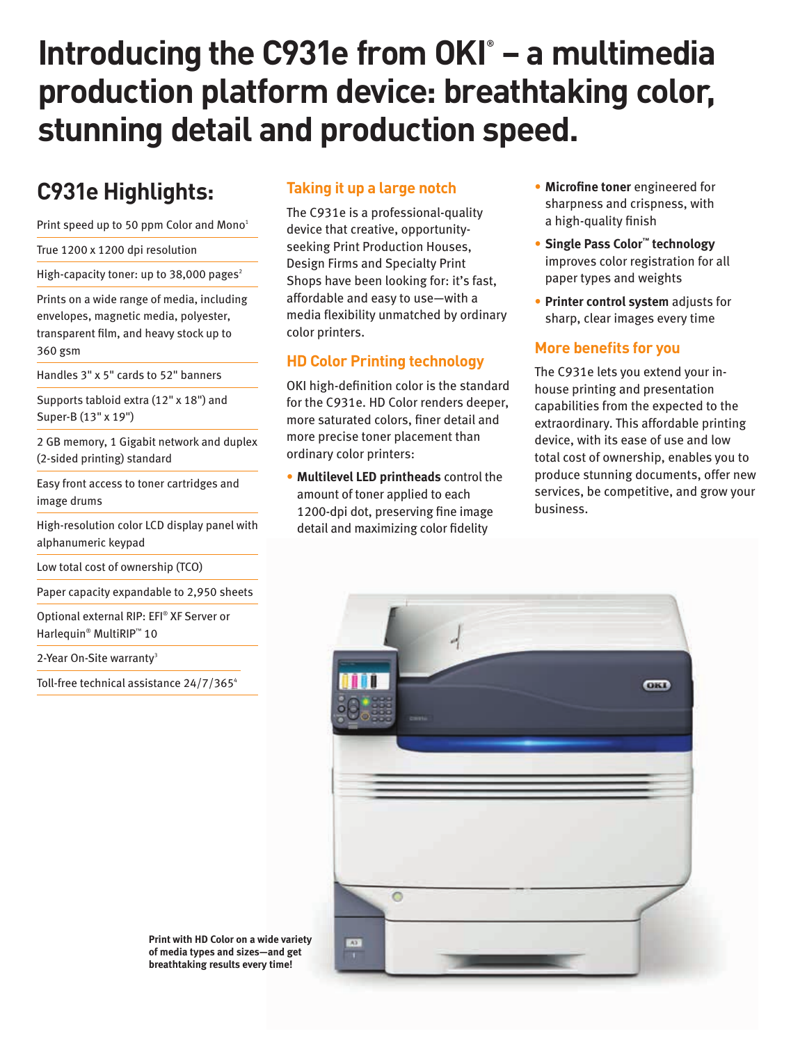# Introducing the C931e from OKI® – a multimedia production platform device: breathtaking color, stunning detail and production speed.

## C931e Highlights:

- Print speed up to 50 ppm Color and Mono[1]
- True 1200 x 1200 dpi resolution
- High-capacity toner: up to 38,000 pages[2]
- Prints on a wide range of media, including envelopes, magnetic media, polyester, transparent film, and heavy stock up to 360 gsm
- Handles 3" x 5" cards to 52" banners
- Supports tabloid extra (12" x 18") and Super-B (13" x 19")
- 2 GB memory, 1 Gigabit network and duplex (2-sided printing) standard
- Easy front access to toner cartridges and image drums
- High-resolution color LCD display panel with alphanumeric keypad
- Low total cost of ownership (TCO)
- Paper capacity expandable to 2,950 sheets
- Optional external RIP: EFI® XF Server or Harlequin® MultiRIP™ 10
- 2-Year On-Site warranty[3]
- Toll-free technical assistance 24/7/365[4]

### Taking it up a large notch

The C931e is a professional-quality device that creative, opportunity-seeking Print Production Houses, Design Firms and Specialty Print Shops have been looking for: it's fast, affordable and easy to use—with a media flexibility unmatched by ordinary color printers.

### HD Color Printing technology

OKI high-definition color is the standard for the C931e. HD Color renders deeper, more saturated colors, finer detail and more precise toner placement than ordinary color printers:

- **Multilevel LED printheads** control the amount of toner applied to each 1200-dpi dot, preserving fine image detail and maximizing color fidelity
- **Microfine toner** engineered for sharpness and crispness, with a high-quality finish
- **Single Pass Color™ technology** improves color registration for all paper types and weights
- **Printer control system** adjusts for sharp, clear images every time

### More benefits for you

The C931e lets you extend your in-house printing and presentation capabilities from the expected to the extraordinary. This affordable printing device, with its ease of use and low total cost of ownership, enables you to produce stunning documents, offer new services, be competitive, and grow your business.

**Print with HD Color on a wide variety of media types and sizes—and get breathtaking results every time!**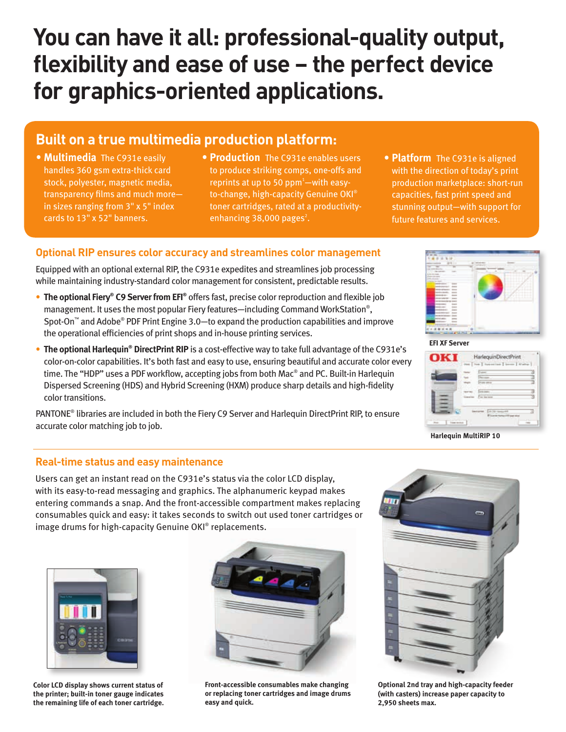# You can have it all: professional-quality output, flexibility and ease of use – the perfect device for graphics-oriented applications.

## Built on a true multimedia production platform:

- **Multimedia** The C931e easily handles 360 gsm extra-thick card stock, polyester, magnetic media, transparency films and much more—in sizes ranging from 3" x 5" index cards to 13" x 52" banners.
- **Production** The C931e enables users to produce striking comps, one-offs and reprints at up to 50 ppm[1]—with easy-to-change, high-capacity Genuine OKI® toner cartridges, rated at a productivity-enhancing 38,000 pages[2].
- **Platform** The C931e is aligned with the direction of today's print production marketplace: short-run capacities, fast print speed and stunning output—with support for future features and services.

### Optional RIP ensures color accuracy and streamlines color management

Equipped with an optional external RIP, the C931e expedites and streamlines job processing while maintaining industry-standard color management for consistent, predictable results.

- **The optional Fiery® C9 Server from EFI®** offers fast, precise color reproduction and flexible job management. It uses the most popular Fiery features—including Command WorkStation®, Spot-On™ and Adobe® PDF Print Engine 3.0—to expand the production capabilities and improve the operational efficiencies of print shops and in-house printing services.
- **The optional Harlequin® DirectPrint RIP** is a cost-effective way to take full advantage of the C931e's color-on-color capabilities. It's both fast and easy to use, ensuring beautiful and accurate color every time. The "HDP" uses a PDF workflow, accepting jobs from both Mac® and PC. Built-in Harlequin Dispersed Screening (HDS) and Hybrid Screening (HXM) produce sharp details and high-fidelity color transitions.

PANTONE® libraries are included in both the Fiery C9 Server and Harlequin DirectPrint RIP, to ensure accurate color matching job to job.

EFI XF Server

Harlequin MultiRIP 10

### Real-time status and easy maintenance

Users can get an instant read on the C931e's status via the color LCD display, with its easy-to-read messaging and graphics. The alphanumeric keypad makes entering commands a snap. And the front-accessible compartment makes replacing consumables quick and easy: it takes seconds to switch out used toner cartridges or image drums for high-capacity Genuine OKI® replacements.

**Color LCD display shows current status of the printer; built-in toner gauge indicates the remaining life of each toner cartridge.**

**Front-accessible consumables make changing or replacing toner cartridges and image drums easy and quick.**

**Optional 2nd tray and high-capacity feeder (with casters) increase paper capacity to 2,950 sheets max.**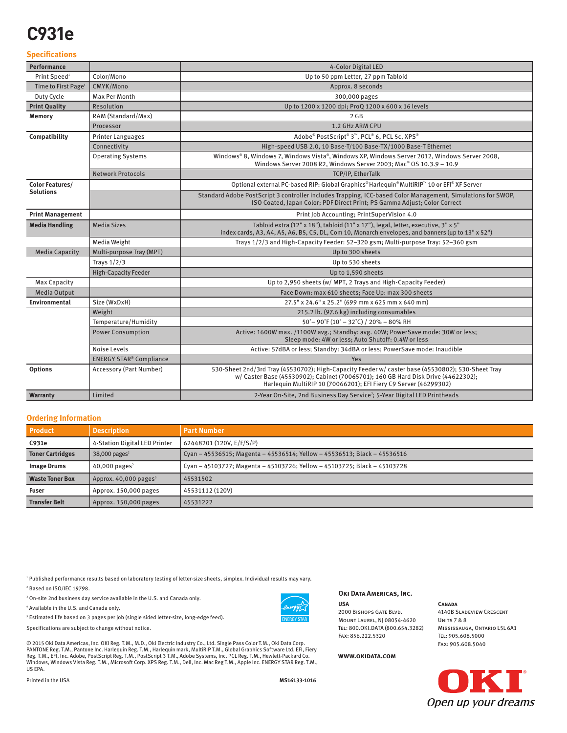# C931e

## Specifications

| | | |
|---|---|---|
| **Performance** | | 4-Color Digital LED |
| Print Speed[1] | Color/Mono | Up to 50 ppm Letter, 27 ppm Tabloid |
| Time to First Page[1] | CMYK/Mono | Approx. 8 seconds |
| Duty Cycle | Max Per Month | 300,000 pages |
| **Print Quality** | Resolution | Up to 1200 x 1200 dpi; ProQ 1200 x 600 x 16 levels |
| **Memory** | RAM (Standard/Max) | 2 GB |
| | Processor | 1.2 GHz ARM CPU |
| **Compatibility** | Printer Languages | Adobe® PostScript® 3™, PCL® 6, PCL 5c, XPS® |
| | Connectivity | High-speed USB 2.0, 10 Base-T/100 Base-TX/1000 Base-T Ethernet |
| | Operating Systems | Windows® 8, Windows 7, Windows Vista®, Windows XP, Windows Server 2012, Windows Server 2008, Windows Server 2008 R2, Windows Server 2003; Mac® OS 10.3.9 – 10.9 |
| | Network Protocols | TCP/IP, EtherTalk |
| **Color Features/ Solutions** | | Optional external PC-based RIP: Global Graphics® Harlequin® MultiRIP™ 10 or EFI® XF Server |
| | | Standard Adobe PostScript 3 controller includes Trapping, ICC-based Color Management, Simulations for SWOP, ISO Coated, Japan Color; PDF Direct Print; PS Gamma Adjust; Color Correct |
| **Print Management** | | Print Job Accounting; PrintSuperVision 4.0 |
| **Media Handling** | Media Sizes | Tabloid extra (12" x 18"), tabloid (11" x 17"), legal, letter, executive, 3" x 5" index cards, A3, A4, A5, A6, B5, C5, DL, Com 10, Monarch envelopes, and banners (up to 13" x 52") |
| | Media Weight | Trays 1/2/3 and High-Capacity Feeder: 52–320 gsm; Multi-purpose Tray: 52–360 gsm |
| Media Capacity | Multi-purpose Tray (MPT) | Up to 300 sheets |
| | Trays 1/2/3 | Up to 530 sheets |
| | High-Capacity Feeder | Up to 1,590 sheets |
| Max Capacity | | Up to 2,950 sheets (w/ MPT, 2 Trays and High-Capacity Feeder) |
| Media Output | | Face Down: max 610 sheets; Face Up: max 300 sheets |
| **Environmental** | Size (WxDxH) | 27.5" x 24.6" x 25.2" (699 mm x 625 mm x 640 mm) |
| | Weight | 215.2 lb. (97.6 kg) including consumables |
| | Temperature/Humidity | 50˚– 90˚F (10˚ – 32˚C) / 20% – 80% RH |
| | Power Consumption | Active: 1600W max. /1100W avg.; Standby: avg. 40W; PowerSave mode: 30W or less; Sleep mode: 4W or less; Auto Shutoff: 0.4W or less |
| | Noise Levels | Active: 57dBA or less; Standby: 34dBA or less; PowerSave mode: Inaudible |
| | ENERGY STAR® Compliance | Yes |
| **Options** | Accessory (Part Number) | 530-Sheet 2nd/3rd Tray (45530702); High-Capacity Feeder w/ caster base (45530802); 530-Sheet Tray w/ Caster Base (45530902); Cabinet (70065701); 160 GB Hard Disk Drive (44622302); Harlequin MultiRIP 10 (70066201); EFI Fiery C9 Server (46299302) |
| **Warranty** | Limited | 2-Year On-Site, 2nd Business Day Service[3]; 5-Year Digital LED Printheads |

## Ordering Information

| Product | Description | Part Number |
|---|---|---|
| **C931e** | 4-Station Digital LED Printer | 62448201 (120V, E/F/S/P) |
| **Toner Cartridges** | 38,000 pages[2] | Cyan – 45536515; Magenta – 45536514; Yellow – 45536513; Black – 45536516 |
| **Image Drums** | 40,000 pages[5] | Cyan – 45103727; Magenta – 45103726; Yellow – 45103725; Black – 45103728 |
| **Waste Toner Box** | Approx. 40,000 pages[5] | 45531502 |
| **Fuser** | Approx. 150,000 pages | 45531112 (120V) |
| **Transfer Belt** | Approx. 150,000 pages | 45531222 |

[1] Published performance results based on laboratory testing of letter-size sheets, simplex. Individual results may vary.

[2] Based on ISO/IEC 19798.

[3] On-site 2nd business day service available in the U.S. and Canada only.

[4] Available in the U.S. and Canada only.

[5] Estimated life based on 3 pages per job (single sided letter-size, long-edge feed).

Specifications are subject to change without notice.

© 2015 Oki Data Americas, Inc. OKI Reg. T.M., M.D., Oki Electric Industry Co., Ltd. Single Pass Color T.M., Oki Data Corp. PANTONE Reg. T.M., Pantone Inc. Harlequin Reg. T.M., Harlequin mark, MultiRIP T.M., Global Graphics Software Ltd. EFI, Fiery Reg. T.M., EFI, Inc. Adobe, PostScript Reg. T.M., PostScript 3 T.M., Adobe Systems, Inc. PCL Reg. T.M., Hewlett-Packard Co. Windows, Windows Vista Reg. T.M., Microsoft Corp. XPS Reg. T.M., Dell, Inc. Mac Reg T.M., Apple Inc. ENERGY STAR Reg. T.M., US EPA.

Printed in the USA

MS16133-1016

ENERGY STAR

**Oki Data Americas, Inc.**

**USA**
2000 Bishops Gate Blvd.
Mount Laurel, NJ 08054-4620
Tel: 800.OKI.DATA (800.654.3282)
Fax: 856.222.5320

**Canada**
4140B Sladeview Crescent
Units 7 & 8
Mississauga, Ontario L5L 6A1
Tel: 905.608.5000
Fax: 905.608.5040

**www.okidata.com**

OKI
*Open up your dreams*